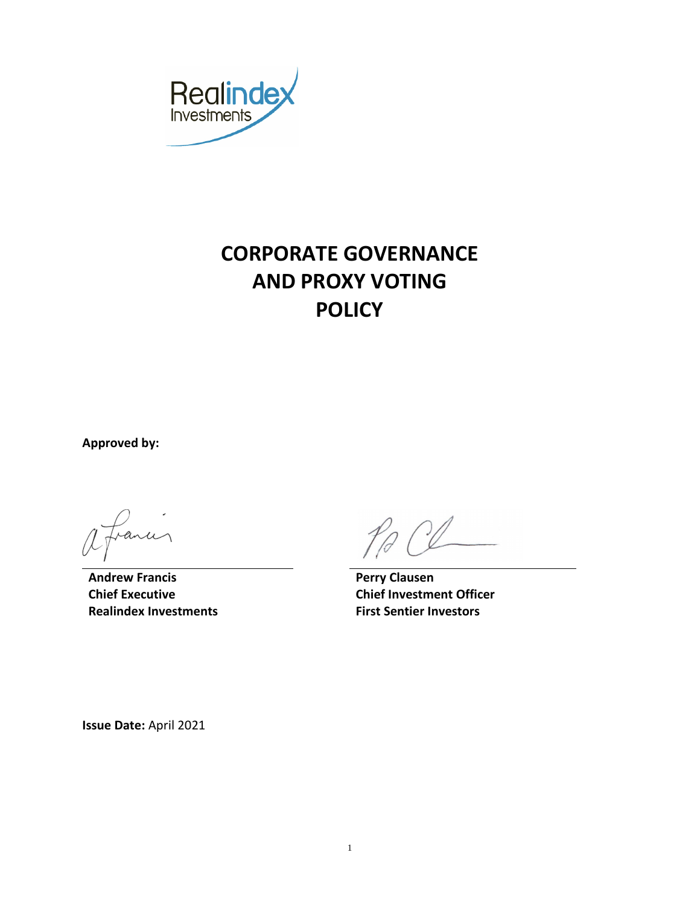Realindex Investments

# CORPORATE GOVERNANCE AND PROXY VOTING POLICY

**Approved by:**

**Andrew Francis**
**Chief Executive**
**Realindex Investments**

**Perry Clausen**
**Chief Investment Officer**
**First Sentier Investors**

**Issue Date:** April 2021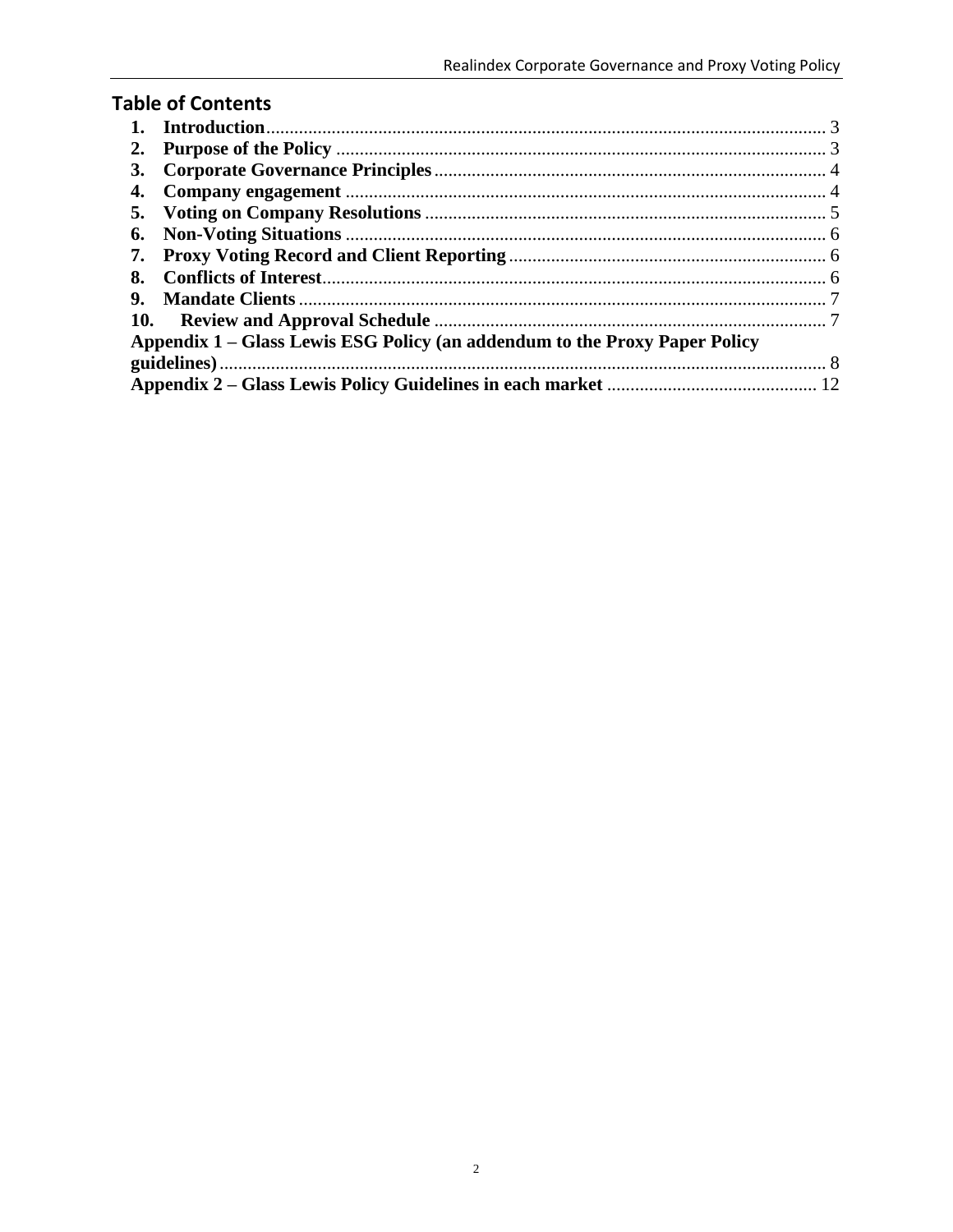## Table of Contents

1. **Introduction** ........................................................................................................ 3
2. **Purpose of the Policy** ............................................................................................ 3
3. **Corporate Governance Principles** .......................................................................... 4
4. **Company engagement** ............................................................................................ 4
5. **Voting on Company Resolutions** ........................................................................... 5
6. **Non-Voting Situations** ........................................................................................... 6
7. **Proxy Voting Record and Client Reporting** ............................................................ 6
8. **Conflicts of Interest** ................................................................................................ 6
9. **Mandate Clients** ...................................................................................................... 7
10. **Review and Approval Schedule** ............................................................................. 7

**Appendix 1 – Glass Lewis ESG Policy (an addendum to the Proxy Paper Policy guidelines)** ........................................................................................................................ 8

**Appendix 2 – Glass Lewis Policy Guidelines in each market** ......................................... 12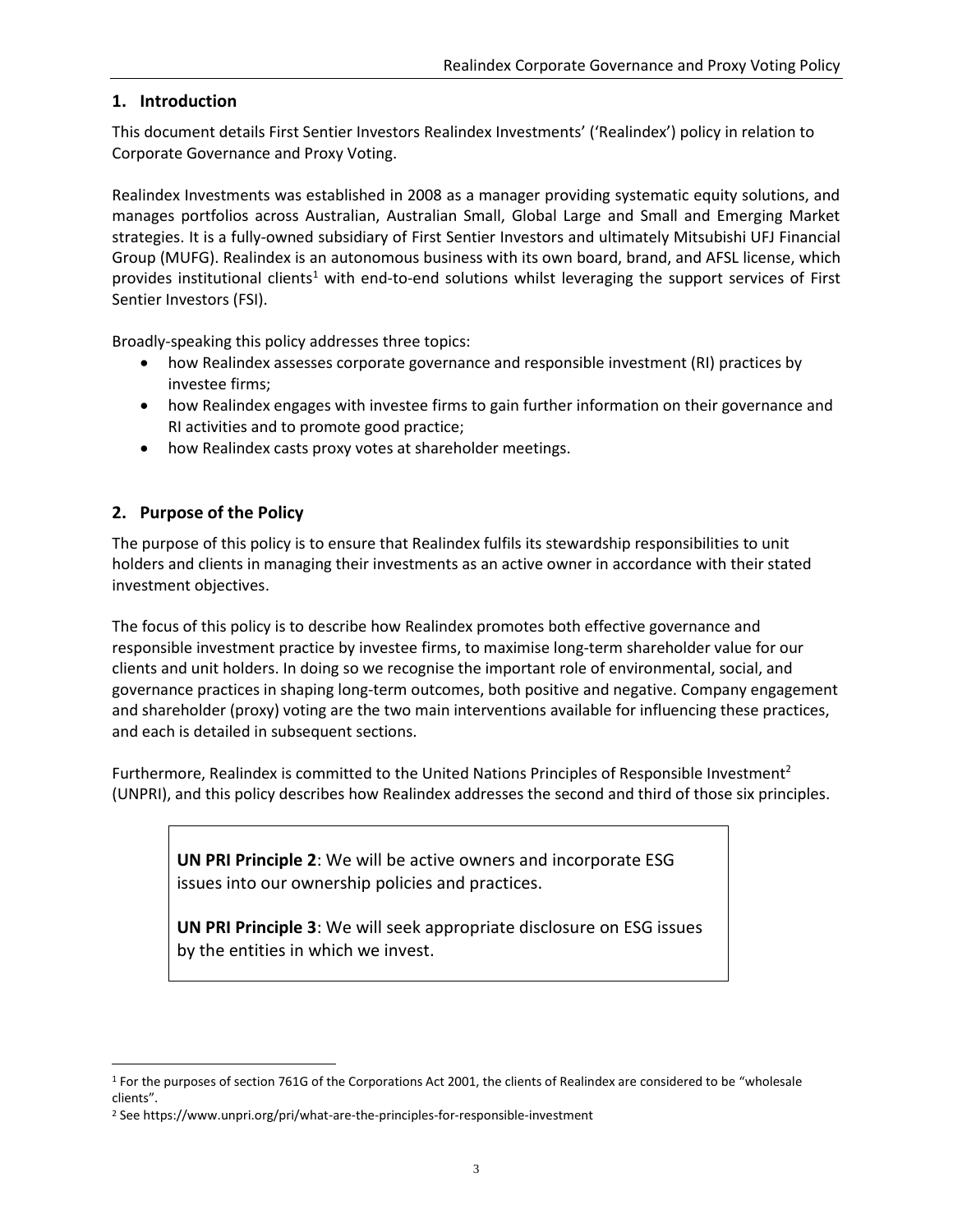## 1. Introduction

This document details First Sentier Investors Realindex Investments' ('Realindex') policy in relation to Corporate Governance and Proxy Voting.

Realindex Investments was established in 2008 as a manager providing systematic equity solutions, and manages portfolios across Australian, Australian Small, Global Large and Small and Emerging Market strategies. It is a fully-owned subsidiary of First Sentier Investors and ultimately Mitsubishi UFJ Financial Group (MUFG). Realindex is an autonomous business with its own board, brand, and AFSL license, which provides institutional clients[1] with end-to-end solutions whilst leveraging the support services of First Sentier Investors (FSI).

Broadly-speaking this policy addresses three topics:

- how Realindex assesses corporate governance and responsible investment (RI) practices by investee firms;
- how Realindex engages with investee firms to gain further information on their governance and RI activities and to promote good practice;
- how Realindex casts proxy votes at shareholder meetings.

## 2. Purpose of the Policy

The purpose of this policy is to ensure that Realindex fulfils its stewardship responsibilities to unit holders and clients in managing their investments as an active owner in accordance with their stated investment objectives.

The focus of this policy is to describe how Realindex promotes both effective governance and responsible investment practice by investee firms, to maximise long-term shareholder value for our clients and unit holders. In doing so we recognise the important role of environmental, social, and governance practices in shaping long-term outcomes, both positive and negative. Company engagement and shareholder (proxy) voting are the two main interventions available for influencing these practices, and each is detailed in subsequent sections.

Furthermore, Realindex is committed to the United Nations Principles of Responsible Investment[2] (UNPRI), and this policy describes how Realindex addresses the second and third of those six principles.

> **UN PRI Principle 2**: We will be active owners and incorporate ESG issues into our ownership policies and practices.
>
> **UN PRI Principle 3**: We will seek appropriate disclosure on ESG issues by the entities in which we invest.

---

[1] For the purposes of section 761G of the Corporations Act 2001, the clients of Realindex are considered to be "wholesale clients".

[2] See https://www.unpri.org/pri/what-are-the-principles-for-responsible-investment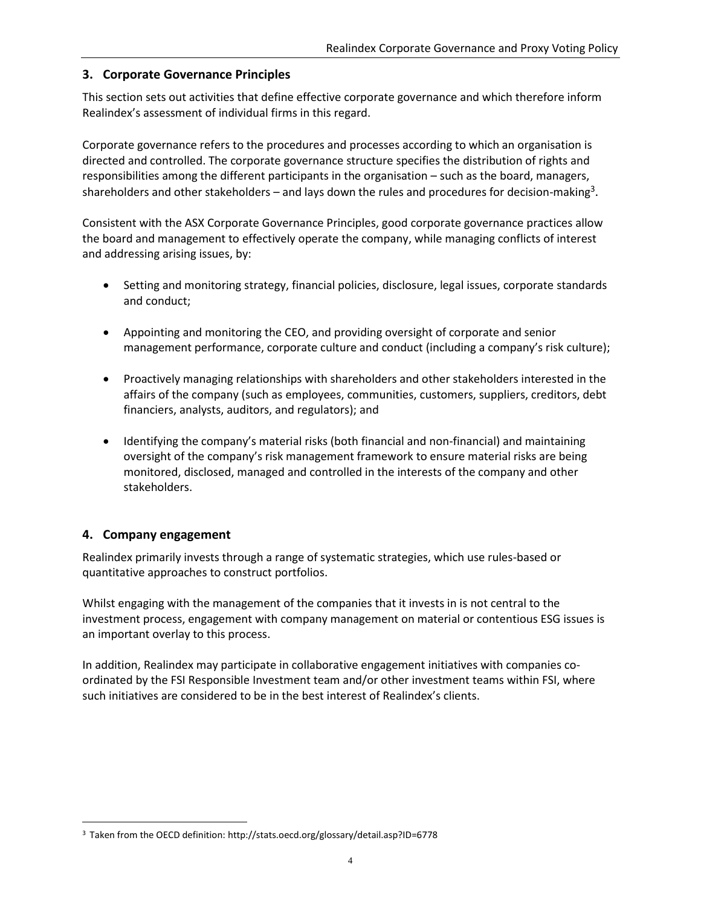## 3. Corporate Governance Principles

This section sets out activities that define effective corporate governance and which therefore inform Realindex's assessment of individual firms in this regard.

Corporate governance refers to the procedures and processes according to which an organisation is directed and controlled. The corporate governance structure specifies the distribution of rights and responsibilities among the different participants in the organisation – such as the board, managers, shareholders and other stakeholders – and lays down the rules and procedures for decision-making[3].

Consistent with the ASX Corporate Governance Principles, good corporate governance practices allow the board and management to effectively operate the company, while managing conflicts of interest and addressing arising issues, by:

- Setting and monitoring strategy, financial policies, disclosure, legal issues, corporate standards and conduct;
- Appointing and monitoring the CEO, and providing oversight of corporate and senior management performance, corporate culture and conduct (including a company's risk culture);
- Proactively managing relationships with shareholders and other stakeholders interested in the affairs of the company (such as employees, communities, customers, suppliers, creditors, debt financiers, analysts, auditors, and regulators); and
- Identifying the company's material risks (both financial and non-financial) and maintaining oversight of the company's risk management framework to ensure material risks are being monitored, disclosed, managed and controlled in the interests of the company and other stakeholders.

## 4. Company engagement

Realindex primarily invests through a range of systematic strategies, which use rules-based or quantitative approaches to construct portfolios.

Whilst engaging with the management of the companies that it invests in is not central to the investment process, engagement with company management on material or contentious ESG issues is an important overlay to this process.

In addition, Realindex may participate in collaborative engagement initiatives with companies co-ordinated by the FSI Responsible Investment team and/or other investment teams within FSI, where such initiatives are considered to be in the best interest of Realindex's clients.

---

[3] Taken from the OECD definition: http://stats.oecd.org/glossary/detail.asp?ID=6778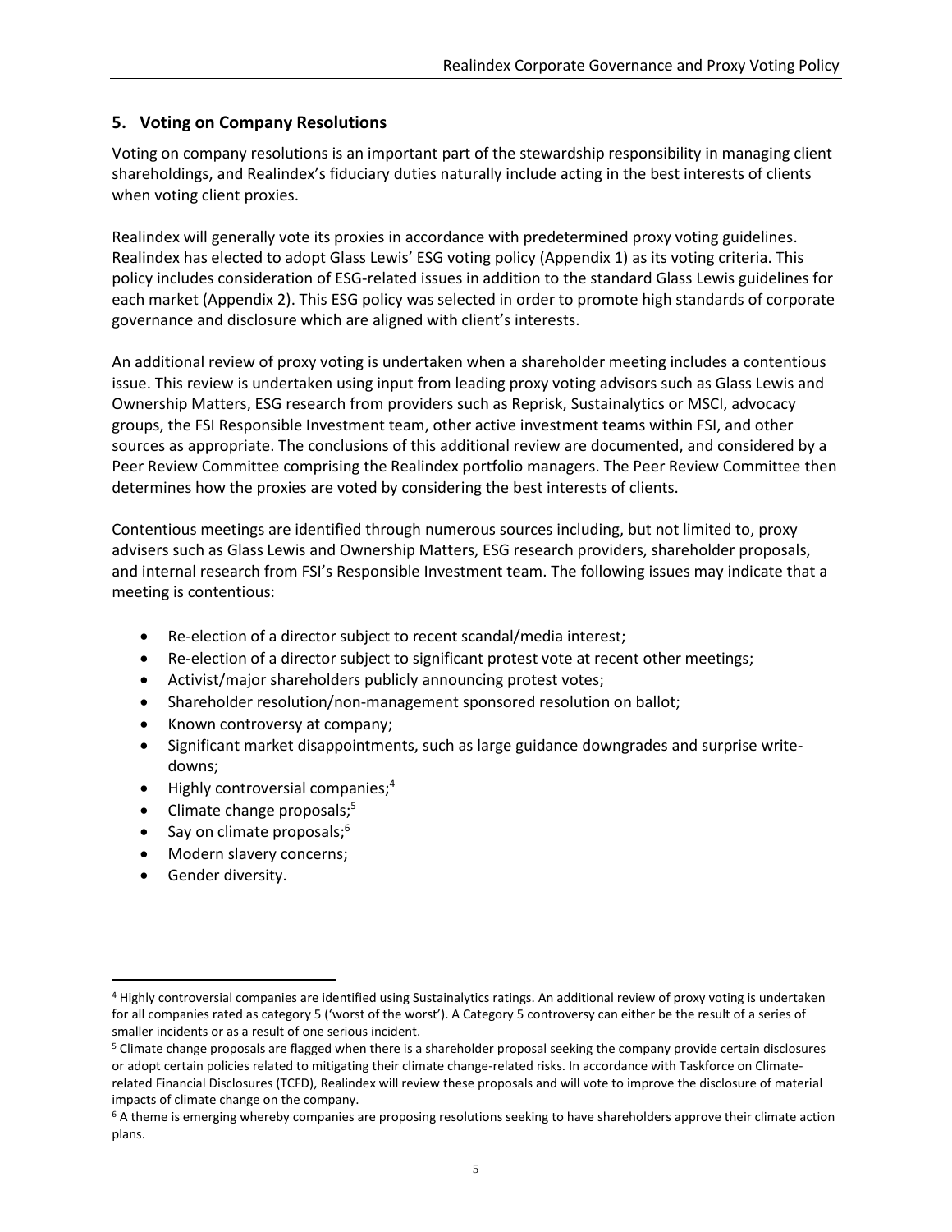## 5. Voting on Company Resolutions

Voting on company resolutions is an important part of the stewardship responsibility in managing client shareholdings, and Realindex's fiduciary duties naturally include acting in the best interests of clients when voting client proxies.

Realindex will generally vote its proxies in accordance with predetermined proxy voting guidelines. Realindex has elected to adopt Glass Lewis' ESG voting policy (Appendix 1) as its voting criteria. This policy includes consideration of ESG-related issues in addition to the standard Glass Lewis guidelines for each market (Appendix 2). This ESG policy was selected in order to promote high standards of corporate governance and disclosure which are aligned with client's interests.

An additional review of proxy voting is undertaken when a shareholder meeting includes a contentious issue. This review is undertaken using input from leading proxy voting advisors such as Glass Lewis and Ownership Matters, ESG research from providers such as Reprisk, Sustainalytics or MSCI, advocacy groups, the FSI Responsible Investment team, other active investment teams within FSI, and other sources as appropriate. The conclusions of this additional review are documented, and considered by a Peer Review Committee comprising the Realindex portfolio managers. The Peer Review Committee then determines how the proxies are voted by considering the best interests of clients.

Contentious meetings are identified through numerous sources including, but not limited to, proxy advisers such as Glass Lewis and Ownership Matters, ESG research providers, shareholder proposals, and internal research from FSI's Responsible Investment team. The following issues may indicate that a meeting is contentious:

- Re-election of a director subject to recent scandal/media interest;
- Re-election of a director subject to significant protest vote at recent other meetings;
- Activist/major shareholders publicly announcing protest votes;
- Shareholder resolution/non-management sponsored resolution on ballot;
- Known controversy at company;
- Significant market disappointments, such as large guidance downgrades and surprise write-downs;
- Highly controversial companies;[4]
- Climate change proposals;[5]
- Say on climate proposals;[6]
- Modern slavery concerns;
- Gender diversity.

---

[4] Highly controversial companies are identified using Sustainalytics ratings. An additional review of proxy voting is undertaken for all companies rated as category 5 ('worst of the worst'). A Category 5 controversy can either be the result of a series of smaller incidents or as a result of one serious incident.

[5] Climate change proposals are flagged when there is a shareholder proposal seeking the company provide certain disclosures or adopt certain policies related to mitigating their climate change-related risks. In accordance with Taskforce on Climate-related Financial Disclosures (TCFD), Realindex will review these proposals and will vote to improve the disclosure of material impacts of climate change on the company.

[6] A theme is emerging whereby companies are proposing resolutions seeking to have shareholders approve their climate action plans.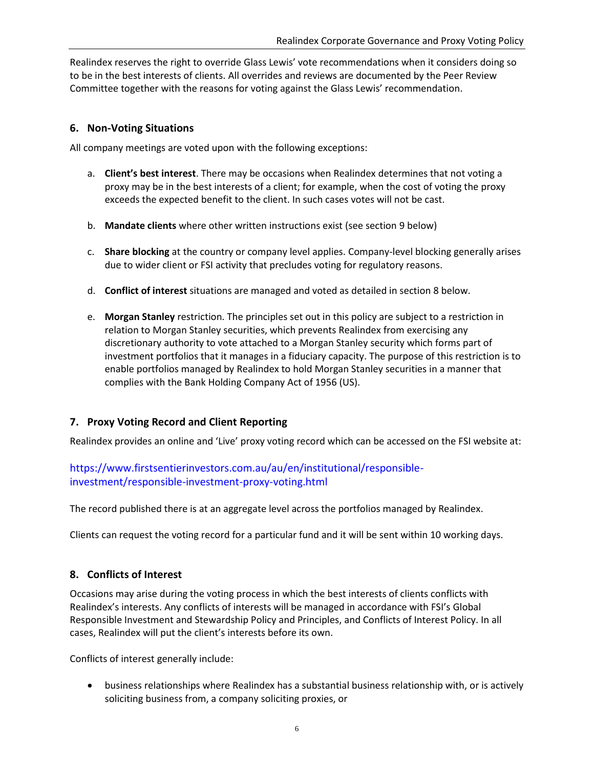Realindex reserves the right to override Glass Lewis' vote recommendations when it considers doing so to be in the best interests of clients. All overrides and reviews are documented by the Peer Review Committee together with the reasons for voting against the Glass Lewis' recommendation.

## 6. Non-Voting Situations

All company meetings are voted upon with the following exceptions:

a. **Client's best interest**. There may be occasions when Realindex determines that not voting a proxy may be in the best interests of a client; for example, when the cost of voting the proxy exceeds the expected benefit to the client. In such cases votes will not be cast.

b. **Mandate clients** where other written instructions exist (see section 9 below)

c. **Share blocking** at the country or company level applies. Company-level blocking generally arises due to wider client or FSI activity that precludes voting for regulatory reasons.

d. **Conflict of interest** situations are managed and voted as detailed in section 8 below.

e. **Morgan Stanley** restriction. The principles set out in this policy are subject to a restriction in relation to Morgan Stanley securities, which prevents Realindex from exercising any discretionary authority to vote attached to a Morgan Stanley security which forms part of investment portfolios that it manages in a fiduciary capacity. The purpose of this restriction is to enable portfolios managed by Realindex to hold Morgan Stanley securities in a manner that complies with the Bank Holding Company Act of 1956 (US).

## 7. Proxy Voting Record and Client Reporting

Realindex provides an online and 'Live' proxy voting record which can be accessed on the FSI website at:

https://www.firstsentierinvestors.com.au/au/en/institutional/responsible-investment/responsible-investment-proxy-voting.html

The record published there is at an aggregate level across the portfolios managed by Realindex.

Clients can request the voting record for a particular fund and it will be sent within 10 working days.

## 8. Conflicts of Interest

Occasions may arise during the voting process in which the best interests of clients conflicts with Realindex's interests. Any conflicts of interests will be managed in accordance with FSI's Global Responsible Investment and Stewardship Policy and Principles, and Conflicts of Interest Policy. In all cases, Realindex will put the client's interests before its own.

Conflicts of interest generally include:

- business relationships where Realindex has a substantial business relationship with, or is actively soliciting business from, a company soliciting proxies, or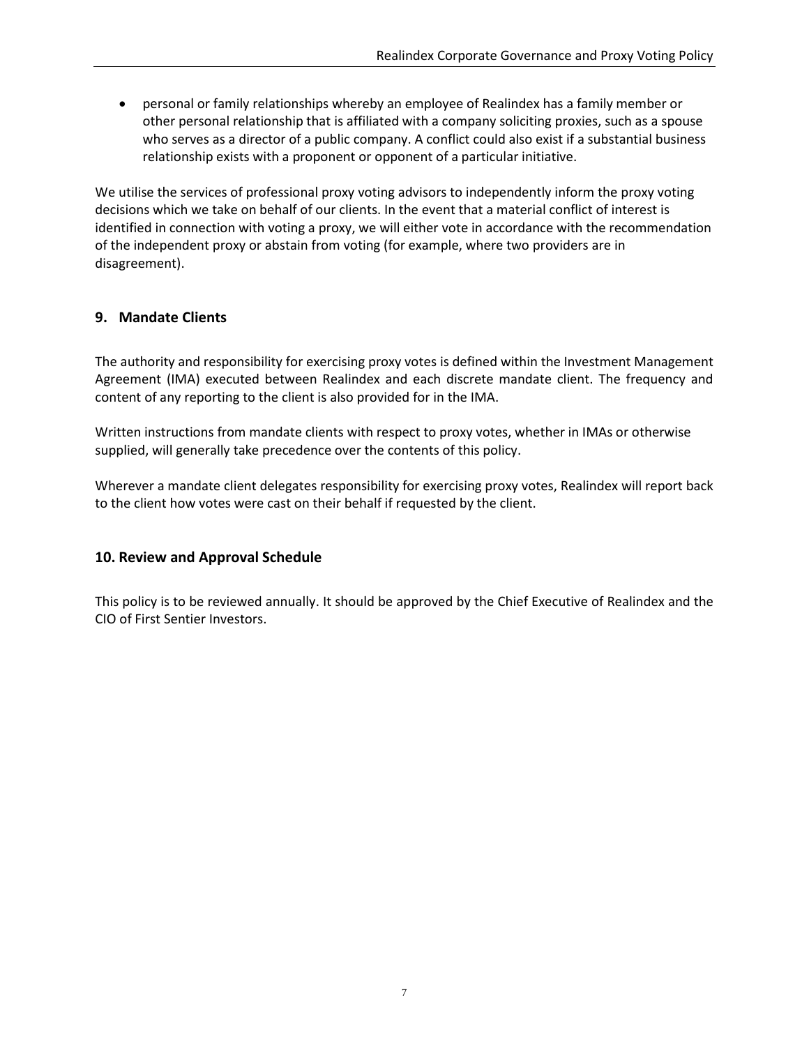- personal or family relationships whereby an employee of Realindex has a family member or other personal relationship that is affiliated with a company soliciting proxies, such as a spouse who serves as a director of a public company. A conflict could also exist if a substantial business relationship exists with a proponent or opponent of a particular initiative.

We utilise the services of professional proxy voting advisors to independently inform the proxy voting decisions which we take on behalf of our clients. In the event that a material conflict of interest is identified in connection with voting a proxy, we will either vote in accordance with the recommendation of the independent proxy or abstain from voting (for example, where two providers are in disagreement).

## 9. Mandate Clients

The authority and responsibility for exercising proxy votes is defined within the Investment Management Agreement (IMA) executed between Realindex and each discrete mandate client. The frequency and content of any reporting to the client is also provided for in the IMA.

Written instructions from mandate clients with respect to proxy votes, whether in IMAs or otherwise supplied, will generally take precedence over the contents of this policy.

Wherever a mandate client delegates responsibility for exercising proxy votes, Realindex will report back to the client how votes were cast on their behalf if requested by the client.

## 10. Review and Approval Schedule

This policy is to be reviewed annually. It should be approved by the Chief Executive of Realindex and the CIO of First Sentier Investors.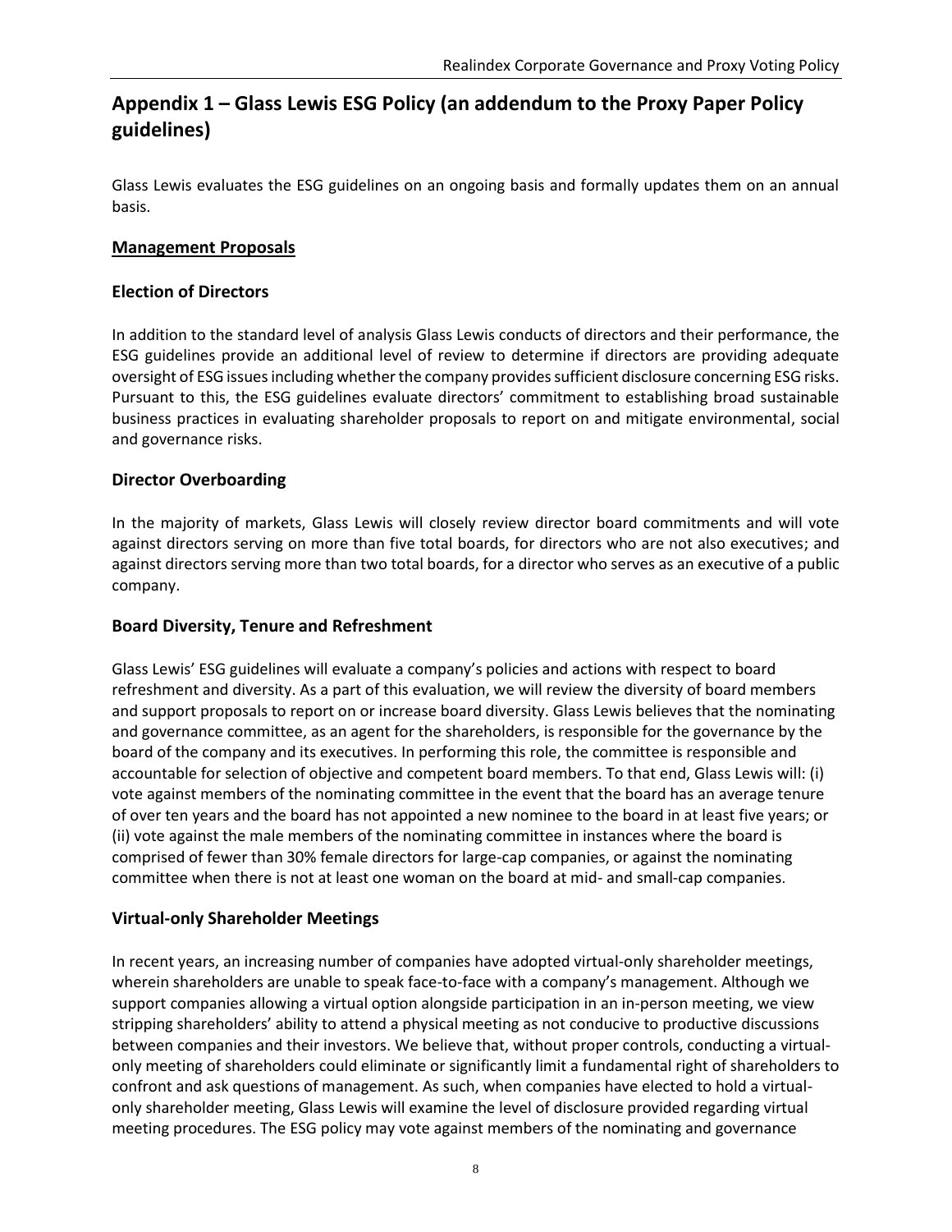# Appendix 1 – Glass Lewis ESG Policy (an addendum to the Proxy Paper Policy guidelines)

Glass Lewis evaluates the ESG guidelines on an ongoing basis and formally updates them on an annual basis.

## Management Proposals

### Election of Directors

In addition to the standard level of analysis Glass Lewis conducts of directors and their performance, the ESG guidelines provide an additional level of review to determine if directors are providing adequate oversight of ESG issues including whether the company provides sufficient disclosure concerning ESG risks. Pursuant to this, the ESG guidelines evaluate directors' commitment to establishing broad sustainable business practices in evaluating shareholder proposals to report on and mitigate environmental, social and governance risks.

### Director Overboarding

In the majority of markets, Glass Lewis will closely review director board commitments and will vote against directors serving on more than five total boards, for directors who are not also executives; and against directors serving more than two total boards, for a director who serves as an executive of a public company.

### Board Diversity, Tenure and Refreshment

Glass Lewis' ESG guidelines will evaluate a company's policies and actions with respect to board refreshment and diversity. As a part of this evaluation, we will review the diversity of board members and support proposals to report on or increase board diversity. Glass Lewis believes that the nominating and governance committee, as an agent for the shareholders, is responsible for the governance by the board of the company and its executives. In performing this role, the committee is responsible and accountable for selection of objective and competent board members. To that end, Glass Lewis will: (i) vote against members of the nominating committee in the event that the board has an average tenure of over ten years and the board has not appointed a new nominee to the board in at least five years; or (ii) vote against the male members of the nominating committee in instances where the board is comprised of fewer than 30% female directors for large-cap companies, or against the nominating committee when there is not at least one woman on the board at mid- and small-cap companies.

### Virtual-only Shareholder Meetings

In recent years, an increasing number of companies have adopted virtual-only shareholder meetings, wherein shareholders are unable to speak face-to-face with a company's management. Although we support companies allowing a virtual option alongside participation in an in-person meeting, we view stripping shareholders' ability to attend a physical meeting as not conducive to productive discussions between companies and their investors. We believe that, without proper controls, conducting a virtual-only meeting of shareholders could eliminate or significantly limit a fundamental right of shareholders to confront and ask questions of management. As such, when companies have elected to hold a virtual-only shareholder meeting, Glass Lewis will examine the level of disclosure provided regarding virtual meeting procedures. The ESG policy may vote against members of the nominating and governance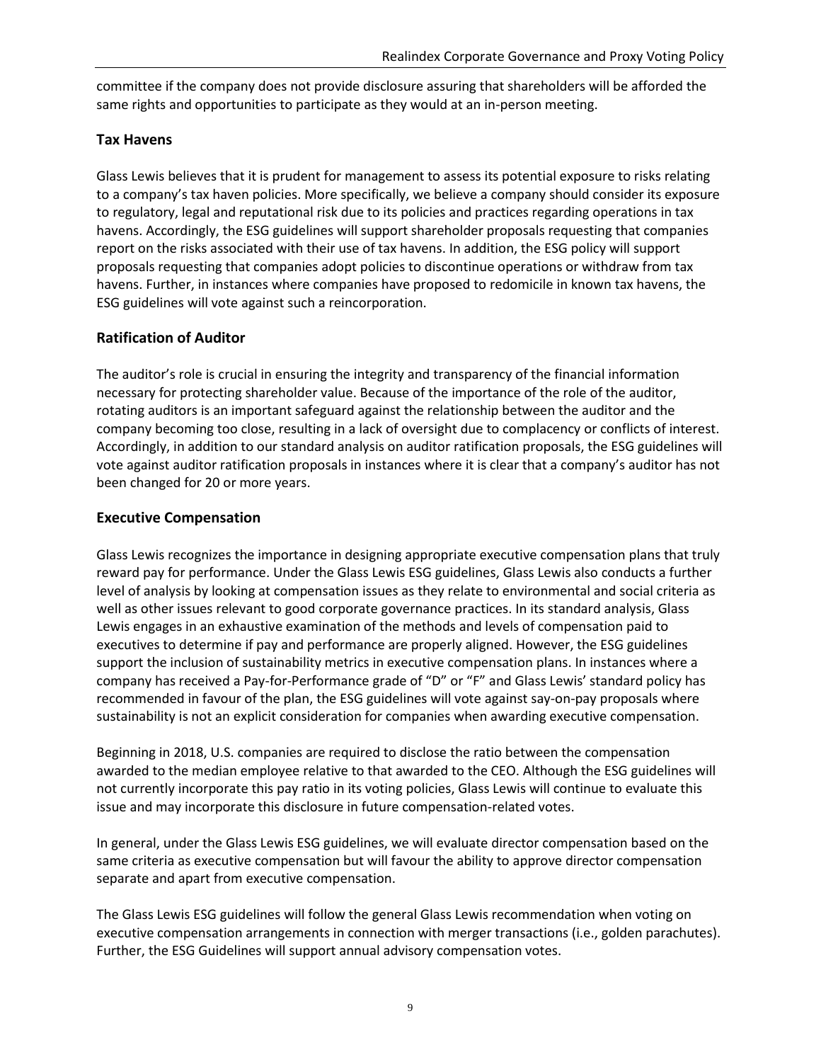committee if the company does not provide disclosure assuring that shareholders will be afforded the same rights and opportunities to participate as they would at an in-person meeting.

### Tax Havens

Glass Lewis believes that it is prudent for management to assess its potential exposure to risks relating to a company's tax haven policies. More specifically, we believe a company should consider its exposure to regulatory, legal and reputational risk due to its policies and practices regarding operations in tax havens. Accordingly, the ESG guidelines will support shareholder proposals requesting that companies report on the risks associated with their use of tax havens. In addition, the ESG policy will support proposals requesting that companies adopt policies to discontinue operations or withdraw from tax havens. Further, in instances where companies have proposed to redomicile in known tax havens, the ESG guidelines will vote against such a reincorporation.

## Ratification of Auditor

The auditor's role is crucial in ensuring the integrity and transparency of the financial information necessary for protecting shareholder value. Because of the importance of the role of the auditor, rotating auditors is an important safeguard against the relationship between the auditor and the company becoming too close, resulting in a lack of oversight due to complacency or conflicts of interest. Accordingly, in addition to our standard analysis on auditor ratification proposals, the ESG guidelines will vote against auditor ratification proposals in instances where it is clear that a company's auditor has not been changed for 20 or more years.

## Executive Compensation

Glass Lewis recognizes the importance in designing appropriate executive compensation plans that truly reward pay for performance. Under the Glass Lewis ESG guidelines, Glass Lewis also conducts a further level of analysis by looking at compensation issues as they relate to environmental and social criteria as well as other issues relevant to good corporate governance practices. In its standard analysis, Glass Lewis engages in an exhaustive examination of the methods and levels of compensation paid to executives to determine if pay and performance are properly aligned. However, the ESG guidelines support the inclusion of sustainability metrics in executive compensation plans. In instances where a company has received a Pay-for-Performance grade of "D" or "F" and Glass Lewis' standard policy has recommended in favour of the plan, the ESG guidelines will vote against say-on-pay proposals where sustainability is not an explicit consideration for companies when awarding executive compensation.

Beginning in 2018, U.S. companies are required to disclose the ratio between the compensation awarded to the median employee relative to that awarded to the CEO. Although the ESG guidelines will not currently incorporate this pay ratio in its voting policies, Glass Lewis will continue to evaluate this issue and may incorporate this disclosure in future compensation-related votes.

In general, under the Glass Lewis ESG guidelines, we will evaluate director compensation based on the same criteria as executive compensation but will favour the ability to approve director compensation separate and apart from executive compensation.

The Glass Lewis ESG guidelines will follow the general Glass Lewis recommendation when voting on executive compensation arrangements in connection with merger transactions (i.e., golden parachutes). Further, the ESG Guidelines will support annual advisory compensation votes.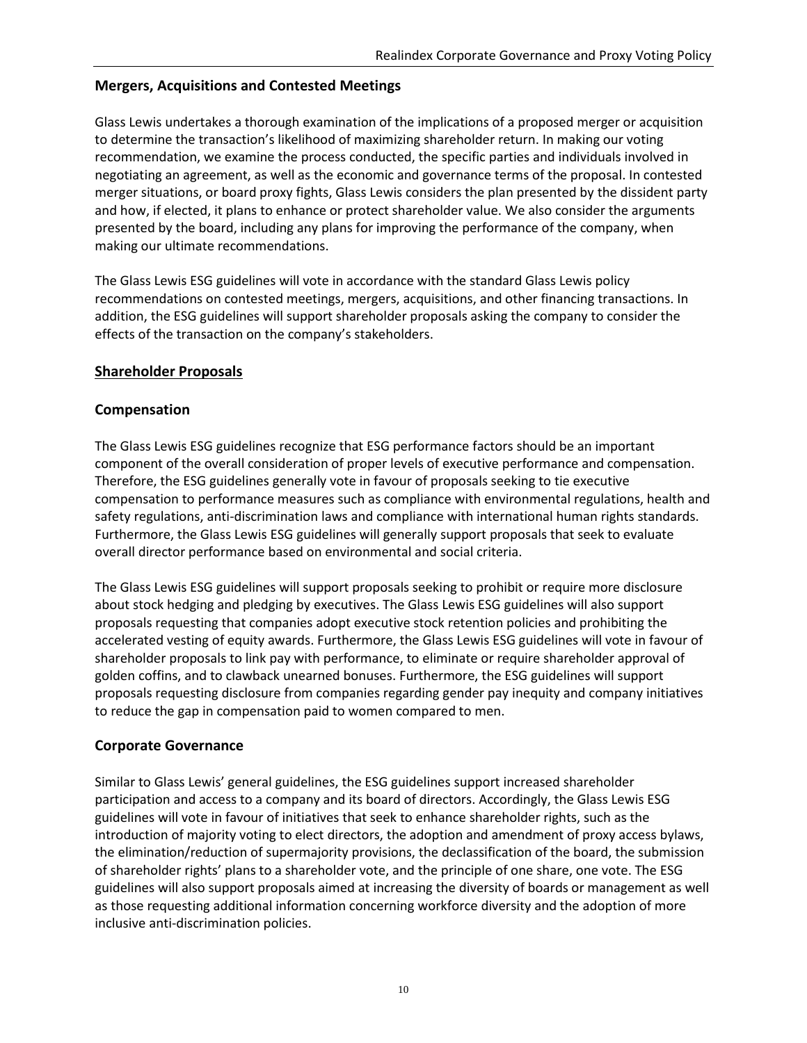## Mergers, Acquisitions and Contested Meetings

Glass Lewis undertakes a thorough examination of the implications of a proposed merger or acquisition to determine the transaction's likelihood of maximizing shareholder return. In making our voting recommendation, we examine the process conducted, the specific parties and individuals involved in negotiating an agreement, as well as the economic and governance terms of the proposal. In contested merger situations, or board proxy fights, Glass Lewis considers the plan presented by the dissident party and how, if elected, it plans to enhance or protect shareholder value. We also consider the arguments presented by the board, including any plans for improving the performance of the company, when making our ultimate recommendations.

The Glass Lewis ESG guidelines will vote in accordance with the standard Glass Lewis policy recommendations on contested meetings, mergers, acquisitions, and other financing transactions. In addition, the ESG guidelines will support shareholder proposals asking the company to consider the effects of the transaction on the company's stakeholders.

## Shareholder Proposals

## Compensation

The Glass Lewis ESG guidelines recognize that ESG performance factors should be an important component of the overall consideration of proper levels of executive performance and compensation. Therefore, the ESG guidelines generally vote in favour of proposals seeking to tie executive compensation to performance measures such as compliance with environmental regulations, health and safety regulations, anti-discrimination laws and compliance with international human rights standards. Furthermore, the Glass Lewis ESG guidelines will generally support proposals that seek to evaluate overall director performance based on environmental and social criteria.

The Glass Lewis ESG guidelines will support proposals seeking to prohibit or require more disclosure about stock hedging and pledging by executives. The Glass Lewis ESG guidelines will also support proposals requesting that companies adopt executive stock retention policies and prohibiting the accelerated vesting of equity awards. Furthermore, the Glass Lewis ESG guidelines will vote in favour of shareholder proposals to link pay with performance, to eliminate or require shareholder approval of golden coffins, and to clawback unearned bonuses. Furthermore, the ESG guidelines will support proposals requesting disclosure from companies regarding gender pay inequity and company initiatives to reduce the gap in compensation paid to women compared to men.

## Corporate Governance

Similar to Glass Lewis' general guidelines, the ESG guidelines support increased shareholder participation and access to a company and its board of directors. Accordingly, the Glass Lewis ESG guidelines will vote in favour of initiatives that seek to enhance shareholder rights, such as the introduction of majority voting to elect directors, the adoption and amendment of proxy access bylaws, the elimination/reduction of supermajority provisions, the declassification of the board, the submission of shareholder rights' plans to a shareholder vote, and the principle of one share, one vote. The ESG guidelines will also support proposals aimed at increasing the diversity of boards or management as well as those requesting additional information concerning workforce diversity and the adoption of more inclusive anti-discrimination policies.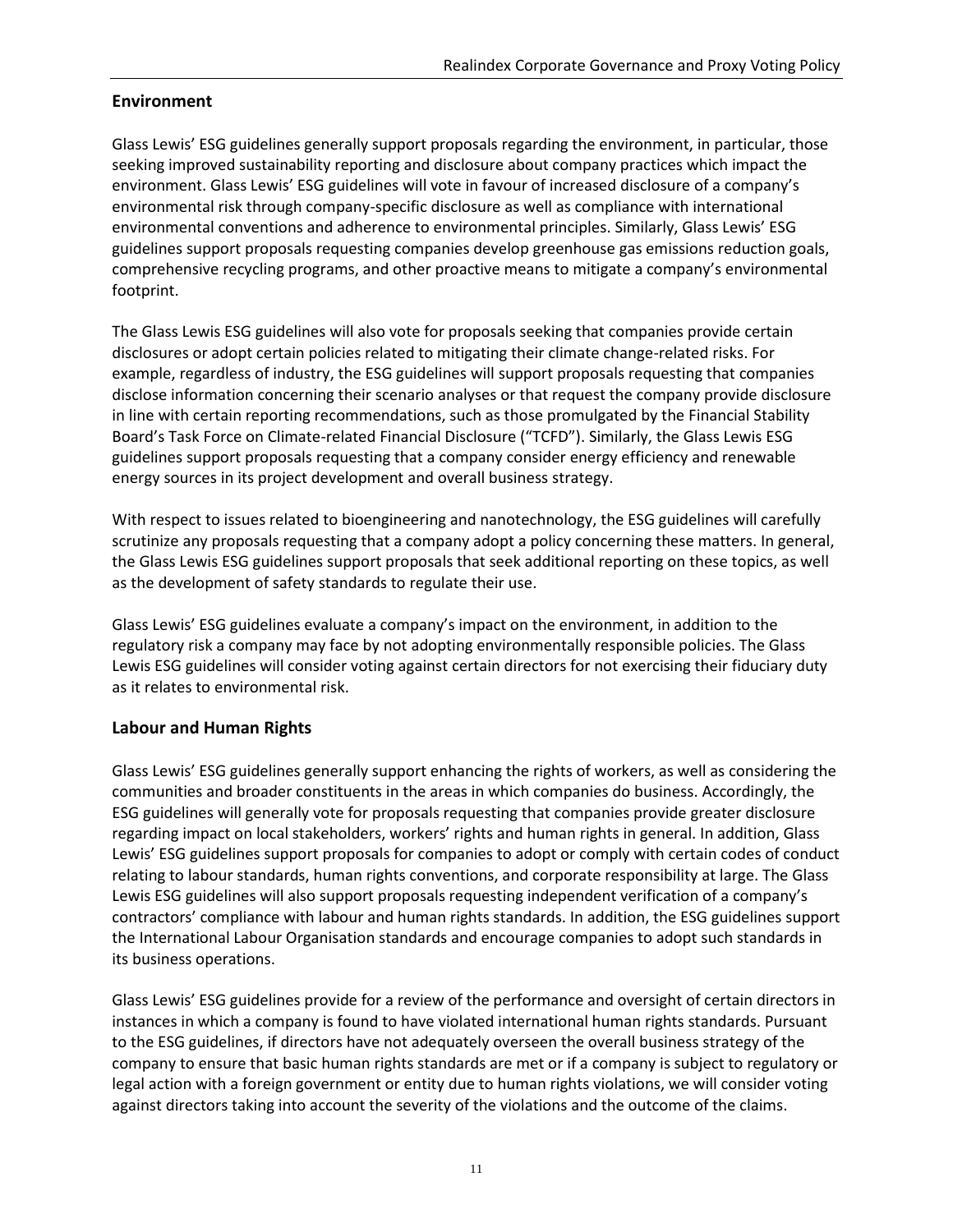## Environment

Glass Lewis' ESG guidelines generally support proposals regarding the environment, in particular, those seeking improved sustainability reporting and disclosure about company practices which impact the environment. Glass Lewis' ESG guidelines will vote in favour of increased disclosure of a company's environmental risk through company-specific disclosure as well as compliance with international environmental conventions and adherence to environmental principles. Similarly, Glass Lewis' ESG guidelines support proposals requesting companies develop greenhouse gas emissions reduction goals, comprehensive recycling programs, and other proactive means to mitigate a company's environmental footprint.

The Glass Lewis ESG guidelines will also vote for proposals seeking that companies provide certain disclosures or adopt certain policies related to mitigating their climate change-related risks. For example, regardless of industry, the ESG guidelines will support proposals requesting that companies disclose information concerning their scenario analyses or that request the company provide disclosure in line with certain reporting recommendations, such as those promulgated by the Financial Stability Board's Task Force on Climate-related Financial Disclosure ("TCFD"). Similarly, the Glass Lewis ESG guidelines support proposals requesting that a company consider energy efficiency and renewable energy sources in its project development and overall business strategy.

With respect to issues related to bioengineering and nanotechnology, the ESG guidelines will carefully scrutinize any proposals requesting that a company adopt a policy concerning these matters. In general, the Glass Lewis ESG guidelines support proposals that seek additional reporting on these topics, as well as the development of safety standards to regulate their use.

Glass Lewis' ESG guidelines evaluate a company's impact on the environment, in addition to the regulatory risk a company may face by not adopting environmentally responsible policies. The Glass Lewis ESG guidelines will consider voting against certain directors for not exercising their fiduciary duty as it relates to environmental risk.

## Labour and Human Rights

Glass Lewis' ESG guidelines generally support enhancing the rights of workers, as well as considering the communities and broader constituents in the areas in which companies do business. Accordingly, the ESG guidelines will generally vote for proposals requesting that companies provide greater disclosure regarding impact on local stakeholders, workers' rights and human rights in general. In addition, Glass Lewis' ESG guidelines support proposals for companies to adopt or comply with certain codes of conduct relating to labour standards, human rights conventions, and corporate responsibility at large. The Glass Lewis ESG guidelines will also support proposals requesting independent verification of a company's contractors' compliance with labour and human rights standards. In addition, the ESG guidelines support the International Labour Organisation standards and encourage companies to adopt such standards in its business operations.

Glass Lewis' ESG guidelines provide for a review of the performance and oversight of certain directors in instances in which a company is found to have violated international human rights standards. Pursuant to the ESG guidelines, if directors have not adequately overseen the overall business strategy of the company to ensure that basic human rights standards are met or if a company is subject to regulatory or legal action with a foreign government or entity due to human rights violations, we will consider voting against directors taking into account the severity of the violations and the outcome of the claims.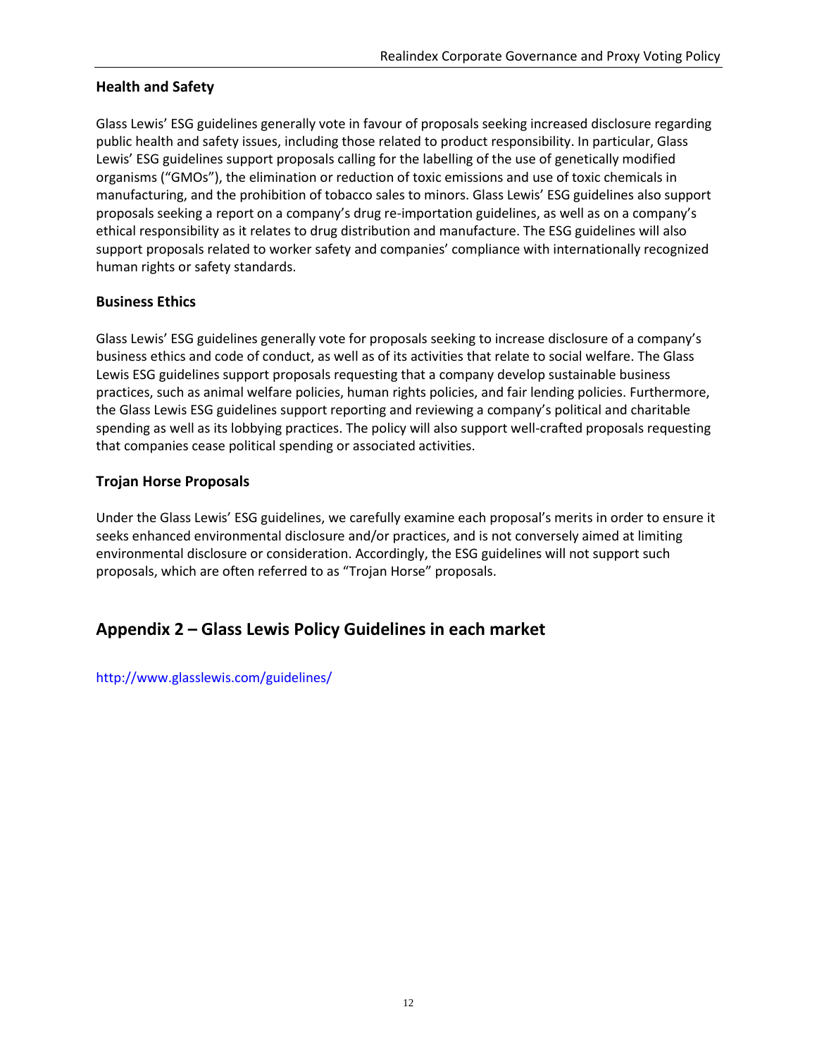### Health and Safety

Glass Lewis' ESG guidelines generally vote in favour of proposals seeking increased disclosure regarding public health and safety issues, including those related to product responsibility. In particular, Glass Lewis' ESG guidelines support proposals calling for the labelling of the use of genetically modified organisms ("GMOs"), the elimination or reduction of toxic emissions and use of toxic chemicals in manufacturing, and the prohibition of tobacco sales to minors. Glass Lewis' ESG guidelines also support proposals seeking a report on a company's drug re-importation guidelines, as well as on a company's ethical responsibility as it relates to drug distribution and manufacture. The ESG guidelines will also support proposals related to worker safety and companies' compliance with internationally recognized human rights or safety standards.

### Business Ethics

Glass Lewis' ESG guidelines generally vote for proposals seeking to increase disclosure of a company's business ethics and code of conduct, as well as of its activities that relate to social welfare. The Glass Lewis ESG guidelines support proposals requesting that a company develop sustainable business practices, such as animal welfare policies, human rights policies, and fair lending policies. Furthermore, the Glass Lewis ESG guidelines support reporting and reviewing a company's political and charitable spending as well as its lobbying practices. The policy will also support well-crafted proposals requesting that companies cease political spending or associated activities.

### Trojan Horse Proposals

Under the Glass Lewis' ESG guidelines, we carefully examine each proposal's merits in order to ensure it seeks enhanced environmental disclosure and/or practices, and is not conversely aimed at limiting environmental disclosure or consideration. Accordingly, the ESG guidelines will not support such proposals, which are often referred to as "Trojan Horse" proposals.

## Appendix 2 – Glass Lewis Policy Guidelines in each market

http://www.glasslewis.com/guidelines/